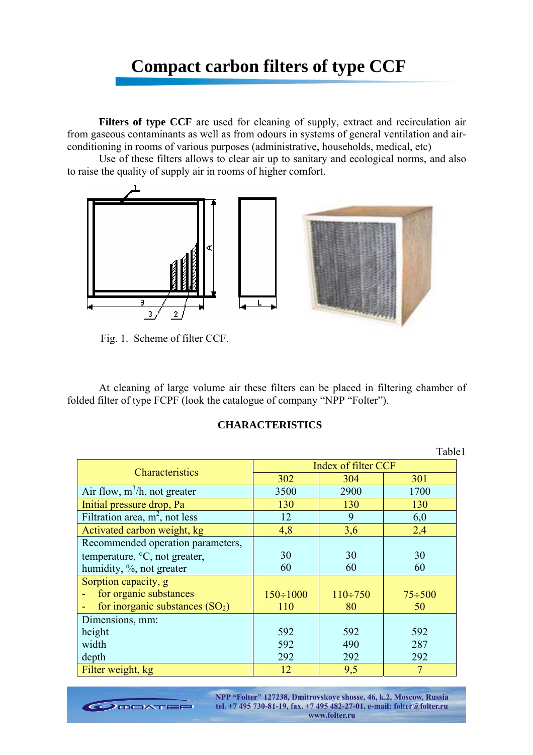# Compact carbon filters of type CCF

**Filters of type CCF** are used for cleaning of supply, extract and recirculation air from gaseous contaminants as well as from odours in systems of general ventilation and air-conditioning in rooms of various purposes (administrative, households, medical, etc)

Use of these filters allows to clear air up to sanitary and ecological norms, and also to raise the quality of supply air in rooms of higher comfort.

Fig. 1. Scheme of filter CCF.

At cleaning of large volume air these filters can be placed in filtering chamber of folded filter of type FCPF (look the catalogue of company "NPP "Folter").

## CHARACTERISTICS

Table1

| Characteristics | Index of filter CCF | | |
|---|---|---|---|
| | 302 | 304 | 301 |
| Air flow, $m^3/h$, not greater | 3500 | 2900 | 1700 |
| Initial pressure drop, Pa | 130 | 130 | 130 |
| Filtration area, $m^2$, not less | 12 | 9 | 6,0 |
| Activated carbon weight, kg | 4,8 | 3,6 | 2,4 |
| Recommended operation parameters,<br>temperature, °C, not greater,<br>humidity, %, not greater | <br>30<br>60 | <br>30<br>60 | <br>30<br>60 |
| Sorption capacity, g<br>- for organic substances<br>- for inorganic substances ($SO_2$) | <br>150÷1000<br>110 | <br>110÷750<br>80 | <br>75÷500<br>50 |
| Dimensions, mm:<br>height<br>width<br>depth | <br>592<br>592<br>292 | <br>592<br>490<br>292 | <br>592<br>287<br>292 |
| Filter weight, kg | 12 | 9,5 | 7 |

NPP "Folter" 127238, Dmitrovskoye shosse, 46, k.2, Moscow, Russia
tel. +7 495 730-81-19, fax. +7 495 482-27-01, e-mail: folter@folter.ru
www.folter.ru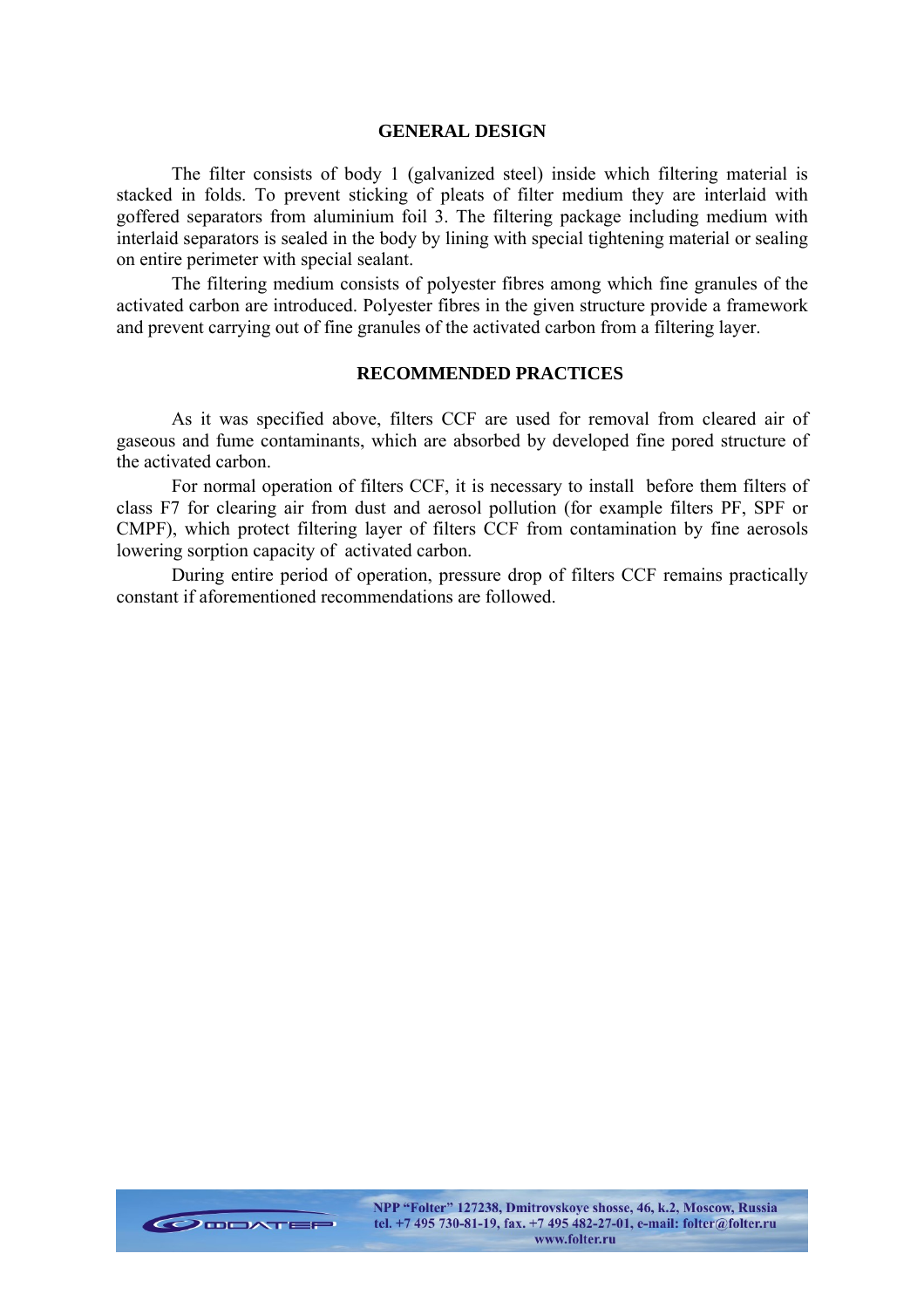## GENERAL DESIGN

The filter consists of body 1 (galvanized steel) inside which filtering material is stacked in folds. To prevent sticking of pleats of filter medium they are interlaid with goffered separators from aluminium foil 3. The filtering package including medium with interlaid separators is sealed in the body by lining with special tightening material or sealing on entire perimeter with special sealant.

The filtering medium consists of polyester fibres among which fine granules of the activated carbon are introduced. Polyester fibres in the given structure provide a framework and prevent carrying out of fine granules of the activated carbon from a filtering layer.

## RECOMMENDED PRACTICES

As it was specified above, filters CCF are used for removal from cleared air of gaseous and fume contaminants, which are absorbed by developed fine pored structure of the activated carbon.

For normal operation of filters CCF, it is necessary to install before them filters of class F7 for clearing air from dust and aerosol pollution (for example filters PF, SPF or CMPF), which protect filtering layer of filters CCF from contamination by fine aerosols lowering sorption capacity of activated carbon.

During entire period of operation, pressure drop of filters CCF remains practically constant if aforementioned recommendations are followed.